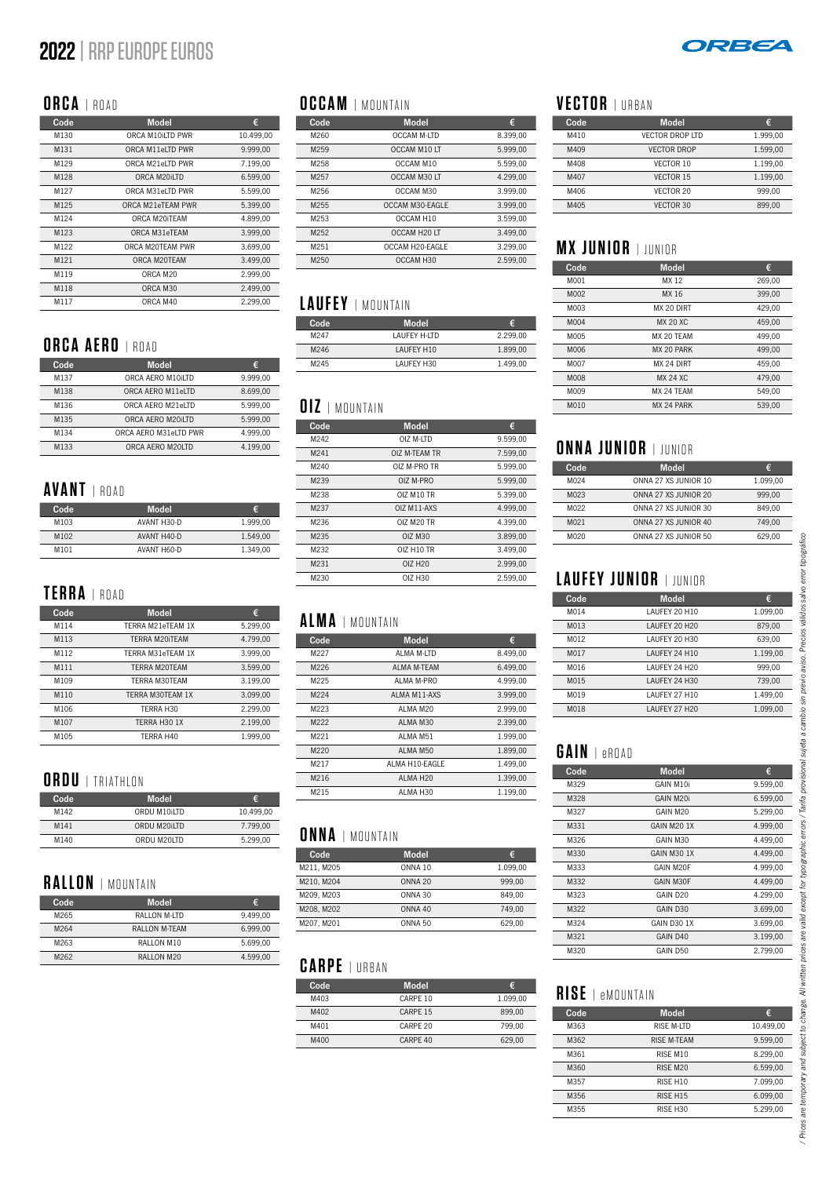# 2022 | RRP EUROPE EUROS

ORBEA

## ORCA | ROAD

| Code | Model | € |
|---|---|---|
| M130 | ORCA M10iLTD PWR | 10.499,00 |
| M131 | ORCA M11eLTD PWR | 9.999,00 |
| M129 | ORCA M21eLTD PWR | 7.199,00 |
| M128 | ORCA M20iLTD | 6.599,00 |
| M127 | ORCA M31eLTD PWR | 5.599,00 |
| M125 | ORCA M21eTEAM PWR | 5.399,00 |
| M124 | ORCA M20iTEAM | 4.899,00 |
| M123 | ORCA M31eTEAM | 3.999,00 |
| M122 | ORCA M20TEAM PWR | 3.699,00 |
| M121 | ORCA M20TEAM | 3.499,00 |
| M119 | ORCA M20 | 2.999,00 |
| M118 | ORCA M30 | 2.499,00 |
| M117 | ORCA M40 | 2.299,00 |

## ORCA AERO | ROAD

| Code | Model | € |
|---|---|---|
| M137 | ORCA AERO M10iLTD | 9.999,00 |
| M138 | ORCA AERO M11eLTD | 8.699,00 |
| M136 | ORCA AERO M21eLTD | 5.999,00 |
| M135 | ORCA AERO M20iLTD | 5.999,00 |
| M134 | ORCA AERO M31eLTD PWR | 4.999,00 |
| M133 | ORCA AERO M20LTD | 4.199,00 |

## AVANT | ROAD

| Code | Model | € |
|---|---|---|
| M103 | AVANT H30-D | 1.999,00 |
| M102 | AVANT H40-D | 1.549,00 |
| M101 | AVANT H60-D | 1.349,00 |

## TERRA | ROAD

| Code | Model | € |
|---|---|---|
| M114 | TERRA M21eTEAM 1X | 5.299,00 |
| M113 | TERRA M20iTEAM | 4.799,00 |
| M112 | TERRA M31eTEAM 1X | 3.999,00 |
| M111 | TERRA M20TEAM | 3.599,00 |
| M109 | TERRA M30TEAM | 3.199,00 |
| M110 | TERRA M30TEAM 1X | 3.099,00 |
| M106 | TERRA H30 | 2.299,00 |
| M107 | TERRA H30 1X | 2.199,00 |
| M105 | TERRA H40 | 1.999,00 |

## ORDU | TRIATHLON

| Code | Model | € |
|---|---|---|
| M142 | ORDU M10iLTD | 10.499,00 |
| M141 | ORDU M20iLTD | 7.799,00 |
| M140 | ORDU M20LTD | 5.299,00 |

## RALLON | MOUNTAIN

| Code | Model | € |
|---|---|---|
| M265 | RALLON M-LTD | 9.499,00 |
| M264 | RALLON M-TEAM | 6.999,00 |
| M263 | RALLON M10 | 5.699,00 |
| M262 | RALLON M20 | 4.599,00 |

## OCCAM | MOUNTAIN

| Code | Model | € |
|---|---|---|
| M260 | OCCAM M-LTD | 8.399,00 |
| M259 | OCCAM M10 LT | 5.999,00 |
| M258 | OCCAM M10 | 5.599,00 |
| M257 | OCCAM M30 LT | 4.299,00 |
| M256 | OCCAM M30 | 3.999,00 |
| M255 | OCCAM M30-EAGLE | 3.999,00 |
| M253 | OCCAM H10 | 3.599,00 |
| M252 | OCCAM H20 LT | 3.499,00 |
| M251 | OCCAM H20-EAGLE | 3.299,00 |
| M250 | OCCAM H30 | 2.599,00 |

## LAUFEY | MOUNTAIN

| Code | Model | € |
|---|---|---|
| M247 | LAUFEY H-LTD | 2.299,00 |
| M246 | LAUFEY H10 | 1.899,00 |
| M245 | LAUFEY H30 | 1.499,00 |

## OIZ | MOUNTAIN

| Code | Model | € |
|---|---|---|
| M242 | OIZ M-LTD | 9.599,00 |
| M241 | OIZ M-TEAM TR | 7.599,00 |
| M240 | OIZ M-PRO TR | 5.999,00 |
| M239 | OIZ M-PRO | 5.999,00 |
| M238 | OIZ M10 TR | 5.399,00 |
| M237 | OIZ M11-AXS | 4.999,00 |
| M236 | OIZ M20 TR | 4.399,00 |
| M235 | OIZ M30 | 3.899,00 |
| M232 | OIZ H10 TR | 3.499,00 |
| M231 | OIZ H20 | 2.999,00 |
| M230 | OIZ H30 | 2.599,00 |

## ALMA | MOUNTAIN

| Code | Model | € |
|---|---|---|
| M227 | ALMA M-LTD | 8.499,00 |
| M226 | ALMA M-TEAM | 6.499,00 |
| M225 | ALMA M-PRO | 4.999,00 |
| M224 | ALMA M11-AXS | 3.999,00 |
| M223 | ALMA M20 | 2.999,00 |
| M222 | ALMA M30 | 2.399,00 |
| M221 | ALMA M51 | 1.999,00 |
| M220 | ALMA M50 | 1.899,00 |
| M217 | ALMA H10-EAGLE | 1.499,00 |
| M216 | ALMA H20 | 1.399,00 |
| M215 | ALMA H30 | 1.199,00 |

## ONNA | MOUNTAIN

| Code | Model | € |
|---|---|---|
| M211, M205 | ONNA 10 | 1.099,00 |
| M210, M204 | ONNA 20 | 999,00 |
| M209, M203 | ONNA 30 | 849,00 |
| M208, M202 | ONNA 40 | 749,00 |
| M207, M201 | ONNA 50 | 629,00 |

## CARPE | URBAN

| Code | Model | € |
|---|---|---|
| M403 | CARPE 10 | 1.099,00 |
| M402 | CARPE 15 | 899,00 |
| M401 | CARPE 20 | 799,00 |
| M400 | CARPE 40 | 629,00 |

## VECTOR | URBAN

| Code | Model | € |
|---|---|---|
| M410 | VECTOR DROP LTD | 1.999,00 |
| M409 | VECTOR DROP | 1.599,00 |
| M408 | VECTOR 10 | 1.199,00 |
| M407 | VECTOR 15 | 1.199,00 |
| M406 | VECTOR 20 | 999,00 |
| M405 | VECTOR 30 | 899,00 |

## MX JUNIOR | JUNIOR

| Code | Model | € |
|---|---|---|
| M001 | MX 12 | 269,00 |
| M002 | MX 16 | 399,00 |
| M003 | MX 20 DIRT | 429,00 |
| M004 | MX 20 XC | 459,00 |
| M005 | MX 20 TEAM | 499,00 |
| M006 | MX 20 PARK | 499,00 |
| M007 | MX 24 DIRT | 459,00 |
| M008 | MX 24 XC | 479,00 |
| M009 | MX 24 TEAM | 549,00 |
| M010 | MX 24 PARK | 539,00 |

## ONNA JUNIOR | JUNIOR

| Code | Model | € |
|---|---|---|
| M024 | ONNA 27 XS JUNIOR 10 | 1.099,00 |
| M023 | ONNA 27 XS JUNIOR 20 | 999,00 |
| M022 | ONNA 27 XS JUNIOR 30 | 849,00 |
| M021 | ONNA 27 XS JUNIOR 40 | 749,00 |
| M020 | ONNA 27 XS JUNIOR 50 | 629,00 |

## LAUFEY JUNIOR | JUNIOR

| Code | Model | € |
|---|---|---|
| M014 | LAUFEY 20 H10 | 1.099,00 |
| M013 | LAUFEY 20 H20 | 879,00 |
| M012 | LAUFEY 20 H30 | 639,00 |
| M017 | LAUFEY 24 H10 | 1.199,00 |
| M016 | LAUFEY 24 H20 | 999,00 |
| M015 | LAUFEY 24 H30 | 739,00 |
| M019 | LAUFEY 27 H10 | 1.499,00 |
| M018 | LAUFEY 27 H20 | 1.099,00 |

## GAIN | eROAD

| Code | Model | € |
|---|---|---|
| M329 | GAIN M10i | 9.599,00 |
| M328 | GAIN M20i | 6.599,00 |
| M327 | GAIN M20 | 5.299,00 |
| M331 | GAIN M20 1X | 4.999,00 |
| M326 | GAIN M30 | 4.499,00 |
| M330 | GAIN M30 1X | 4.499,00 |
| M333 | GAIN M20F | 4.999,00 |
| M332 | GAIN M30F | 4.499,00 |
| M323 | GAIN D20 | 4.299,00 |
| M322 | GAIN D30 | 3.699,00 |
| M324 | GAIN D30 1X | 3.699,00 |
| M321 | GAIN D40 | 3.199,00 |
| M320 | GAIN D50 | 2.799,00 |

## RISE | eMOUNTAIN

| Code | Model | € |
|---|---|---|
| M363 | RISE M-LTD | 10.499,00 |
| M362 | RISE M-TEAM | 9.599,00 |
| M361 | RISE M10 | 8.299,00 |
| M360 | RISE M20 | 6.599,00 |
| M357 | RISE H10 | 7.099,00 |
| M356 | RISE H15 | 6.099,00 |
| M355 | RISE H30 | 5.299,00 |

*/ Prices are temporary and subject to change. All written prices are valid except for typographic errors / Tarifa provisional sujeta a cambio sin previo aviso. Precios válidos salvo error tipográfico*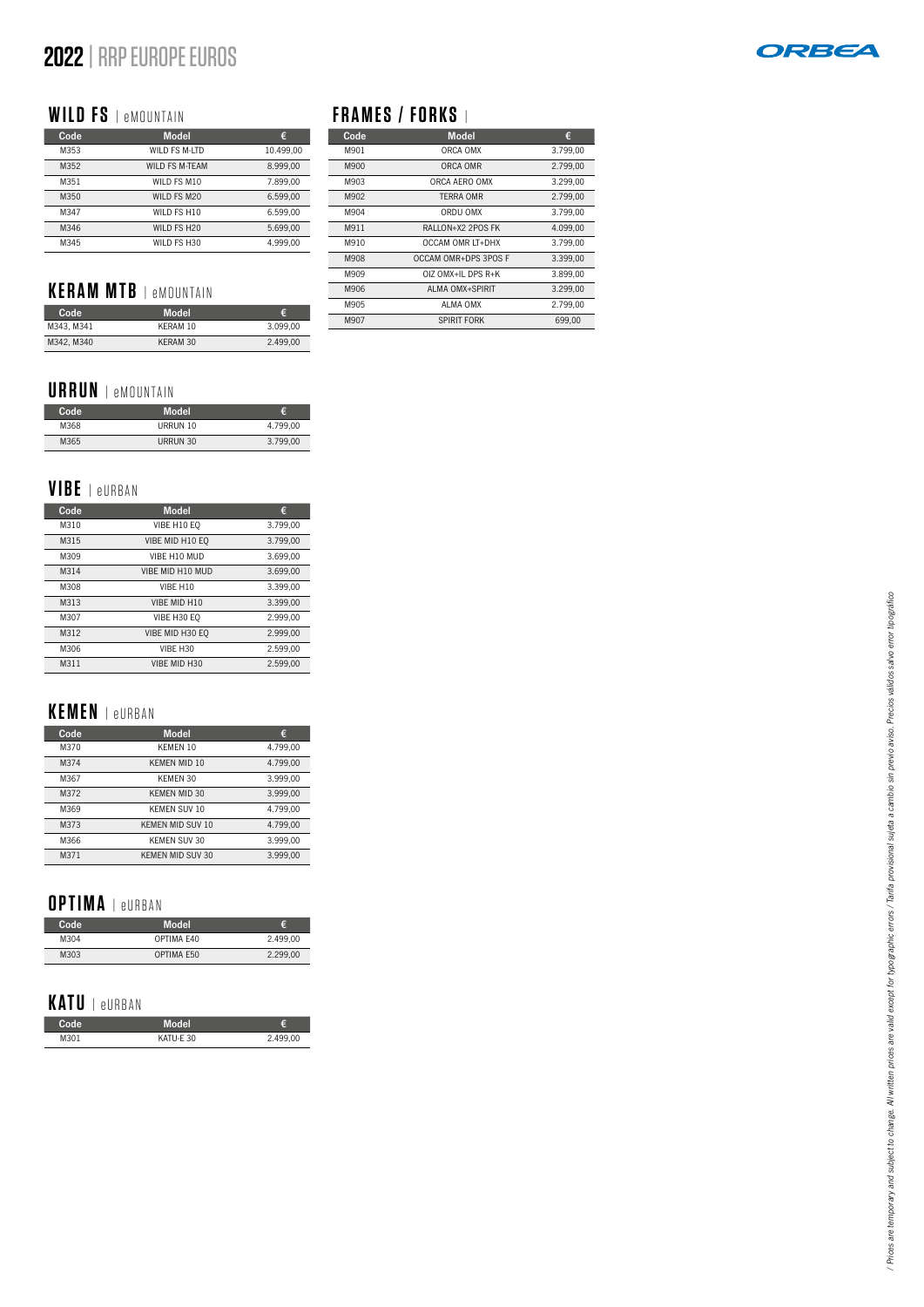# 2022 | RRP EUROPE EUROS

ORBEA

## WILD FS | eMOUNTAIN

| Code | Model | € |
|---|---|---|
| M353 | WILD FS M-LTD | 10.499,00 |
| M352 | WILD FS M-TEAM | 8.999,00 |
| M351 | WILD FS M10 | 7.899,00 |
| M350 | WILD FS M20 | 6.599,00 |
| M347 | WILD FS H10 | 6.599,00 |
| M346 | WILD FS H20 | 5.699,00 |
| M345 | WILD FS H30 | 4.999,00 |

## KERAM MTB | eMOUNTAIN

| Code | Model | € |
|---|---|---|
| M343, M341 | KERAM 10 | 3.099,00 |
| M342, M340 | KERAM 30 | 2.499,00 |

## URRUN | eMOUNTAIN

| Code | Model | € |
|---|---|---|
| M368 | URRUN 10 | 4.799,00 |
| M365 | URRUN 30 | 3.799,00 |

## VIBE | eURBAN

| Code | Model | € |
|---|---|---|
| M310 | VIBE H10 EQ | 3.799,00 |
| M315 | VIBE MID H10 EQ | 3.799,00 |
| M309 | VIBE H10 MUD | 3.699,00 |
| M314 | VIBE MID H10 MUD | 3.699,00 |
| M308 | VIBE H10 | 3.399,00 |
| M313 | VIBE MID H10 | 3.399,00 |
| M307 | VIBE H30 EQ | 2.999,00 |
| M312 | VIBE MID H30 EQ | 2.999,00 |
| M306 | VIBE H30 | 2.599,00 |
| M311 | VIBE MID H30 | 2.599,00 |

## KEMEN | eURBAN

| Code | Model | € |
|---|---|---|
| M370 | KEMEN 10 | 4.799,00 |
| M374 | KEMEN MID 10 | 4.799,00 |
| M367 | KEMEN 30 | 3.999,00 |
| M372 | KEMEN MID 30 | 3.999,00 |
| M369 | KEMEN SUV 10 | 4.799,00 |
| M373 | KEMEN MID SUV 10 | 4.799,00 |
| M366 | KEMEN SUV 30 | 3.999,00 |
| M371 | KEMEN MID SUV 30 | 3.999,00 |

## OPTIMA | eURBAN

| Code | Model | € |
|---|---|---|
| M304 | OPTIMA E40 | 2.499,00 |
| M303 | OPTIMA E50 | 2.299,00 |

## KATU | eURBAN

| Code | Model | € |
|---|---|---|
| M301 | KATU-E 30 | 2.499,00 |

## FRAMES / FORKS |

| Code | Model | € |
|---|---|---|
| M901 | ORCA OMX | 3.799,00 |
| M900 | ORCA OMR | 2.799,00 |
| M903 | ORCA AERO OMX | 3.299,00 |
| M902 | TERRA OMR | 2.799,00 |
| M904 | ORDU OMX | 3.799,00 |
| M911 | RALLON+X2 2POS FK | 4.099,00 |
| M910 | OCCAM OMR LT+DHX | 3.799,00 |
| M908 | OCCAM OMR+DPS 3POS F | 3.399,00 |
| M909 | OIZ OMX+IL DPS R+K | 3.899,00 |
| M906 | ALMA OMX+SPIRIT | 3.299,00 |
| M905 | ALMA OMX | 2.799,00 |
| M907 | SPIRIT FORK | 699,00 |

*/ Prices are temporary and subject to change. All written prices are valid except for typographic errors / Tarifa provisional sujeta a cambio sin previo aviso. Precios válidos salvo error tipográfico*